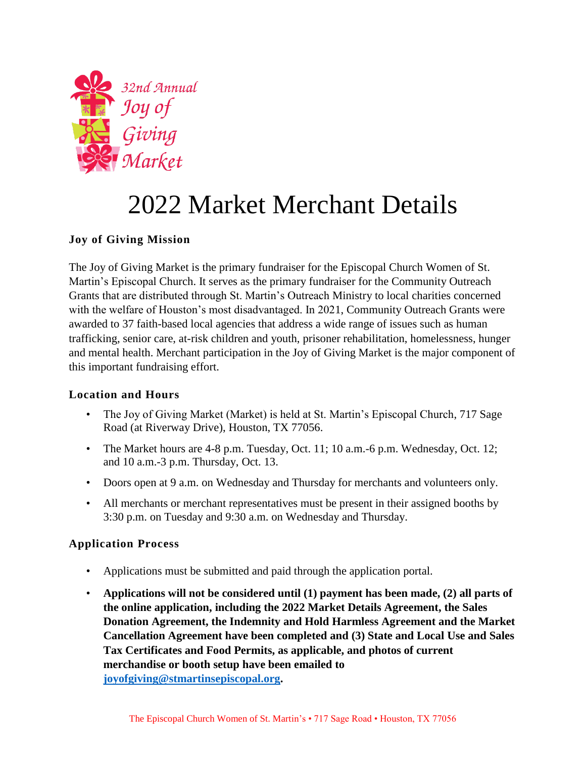32nd Annual Joy of Giving Market

# 2022 Market Merchant Details

## Joy of Giving Mission

The Joy of Giving Market is the primary fundraiser for the Episcopal Church Women of St. Martin's Episcopal Church. It serves as the primary fundraiser for the Community Outreach Grants that are distributed through St. Martin's Outreach Ministry to local charities concerned with the welfare of Houston's most disadvantaged. In 2021, Community Outreach Grants were awarded to 37 faith-based local agencies that address a wide range of issues such as human trafficking, senior care, at-risk children and youth, prisoner rehabilitation, homelessness, hunger and mental health. Merchant participation in the Joy of Giving Market is the major component of this important fundraising effort.

## Location and Hours

- The Joy of Giving Market (Market) is held at St. Martin's Episcopal Church, 717 Sage Road (at Riverway Drive), Houston, TX 77056.
- The Market hours are 4-8 p.m. Tuesday, Oct. 11; 10 a.m.-6 p.m. Wednesday, Oct. 12; and 10 a.m.-3 p.m. Thursday, Oct. 13.
- Doors open at 9 a.m. on Wednesday and Thursday for merchants and volunteers only.
- All merchants or merchant representatives must be present in their assigned booths by 3:30 p.m. on Tuesday and 9:30 a.m. on Wednesday and Thursday.

## Application Process

- Applications must be submitted and paid through the application portal.
- **Applications will not be considered until (1) payment has been made, (2) all parts of the online application, including the 2022 Market Details Agreement, the Sales Donation Agreement, the Indemnity and Hold Harmless Agreement and the Market Cancellation Agreement have been completed and (3) State and Local Use and Sales Tax Certificates and Food Permits, as applicable, and photos of current merchandise or booth setup have been emailed to joyofgiving@stmartinsepiscopal.org.**

The Episcopal Church Women of St. Martin's • 717 Sage Road • Houston, TX 77056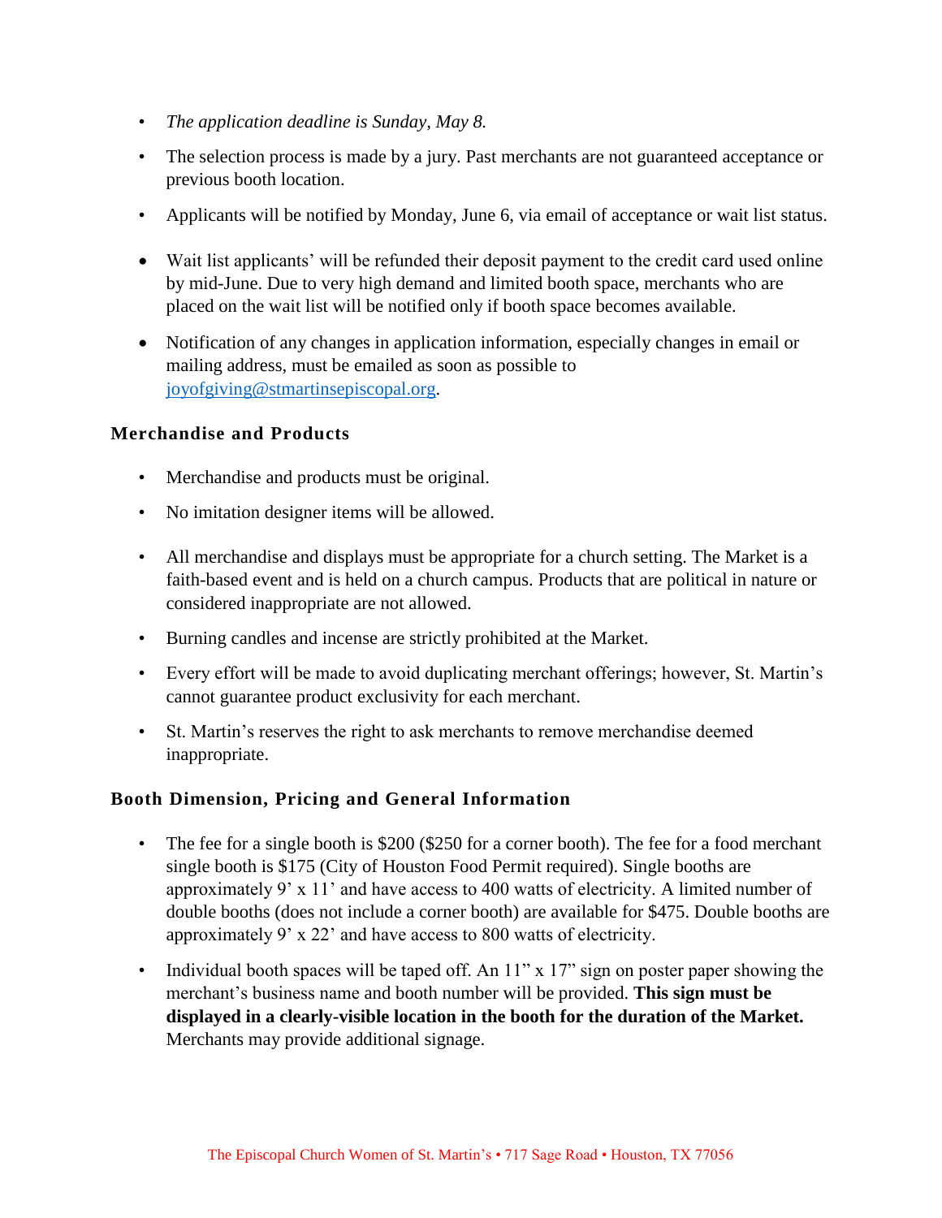- *The application deadline is Sunday, May 8.*
- The selection process is made by a jury. Past merchants are not guaranteed acceptance or previous booth location.
- Applicants will be notified by Monday, June 6, via email of acceptance or wait list status.
- Wait list applicants' will be refunded their deposit payment to the credit card used online by mid-June. Due to very high demand and limited booth space, merchants who are placed on the wait list will be notified only if booth space becomes available.
- Notification of any changes in application information, especially changes in email or mailing address, must be emailed as soon as possible to joyofgiving@stmartinsepiscopal.org.

### Merchandise and Products

- Merchandise and products must be original.
- No imitation designer items will be allowed.
- All merchandise and displays must be appropriate for a church setting. The Market is a faith-based event and is held on a church campus. Products that are political in nature or considered inappropriate are not allowed.
- Burning candles and incense are strictly prohibited at the Market.
- Every effort will be made to avoid duplicating merchant offerings; however, St. Martin's cannot guarantee product exclusivity for each merchant.
- St. Martin's reserves the right to ask merchants to remove merchandise deemed inappropriate.

### Booth Dimension, Pricing and General Information

- The fee for a single booth is $200 ($250 for a corner booth). The fee for a food merchant single booth is $175 (City of Houston Food Permit required). Single booths are approximately 9' x 11' and have access to 400 watts of electricity. A limited number of double booths (does not include a corner booth) are available for $475. Double booths are approximately 9' x 22' and have access to 800 watts of electricity.
- Individual booth spaces will be taped off. An 11" x 17" sign on poster paper showing the merchant's business name and booth number will be provided. **This sign must be displayed in a clearly-visible location in the booth for the duration of the Market.** Merchants may provide additional signage.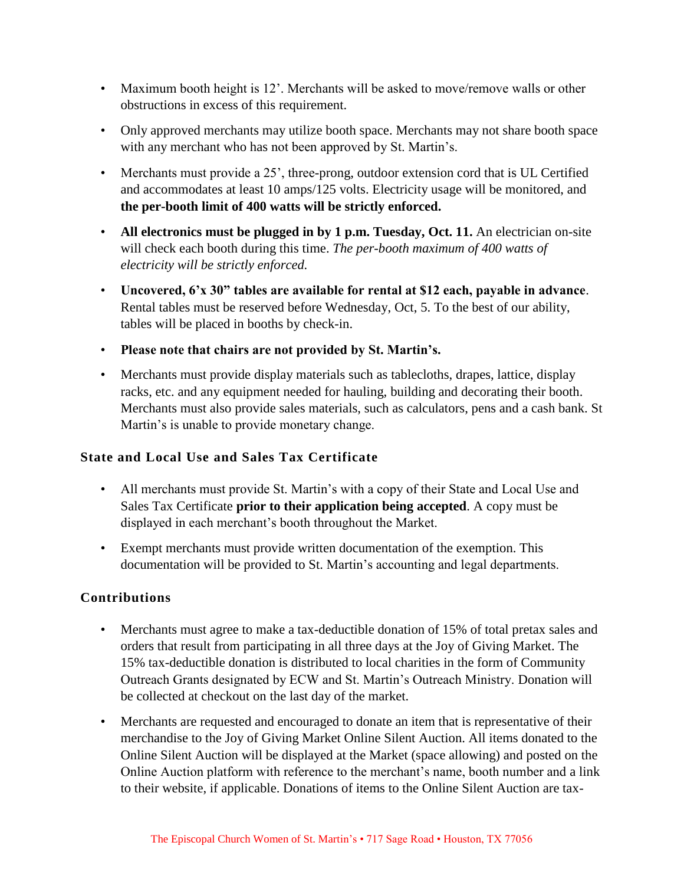- Maximum booth height is 12'. Merchants will be asked to move/remove walls or other obstructions in excess of this requirement.
- Only approved merchants may utilize booth space. Merchants may not share booth space with any merchant who has not been approved by St. Martin's.
- Merchants must provide a 25', three-prong, outdoor extension cord that is UL Certified and accommodates at least 10 amps/125 volts. Electricity usage will be monitored, and **the per-booth limit of 400 watts will be strictly enforced.**
- **All electronics must be plugged in by 1 p.m. Tuesday, Oct. 11.** An electrician on-site will check each booth during this time. *The per-booth maximum of 400 watts of electricity will be strictly enforced.*
- **Uncovered, 6'x 30" tables are available for rental at $12 each, payable in advance**. Rental tables must be reserved before Wednesday, Oct, 5. To the best of our ability, tables will be placed in booths by check-in.
- **Please note that chairs are not provided by St. Martin's.**
- Merchants must provide display materials such as tablecloths, drapes, lattice, display racks, etc. and any equipment needed for hauling, building and decorating their booth. Merchants must also provide sales materials, such as calculators, pens and a cash bank. St Martin's is unable to provide monetary change.

### State and Local Use and Sales Tax Certificate

- All merchants must provide St. Martin's with a copy of their State and Local Use and Sales Tax Certificate **prior to their application being accepted**. A copy must be displayed in each merchant's booth throughout the Market.
- Exempt merchants must provide written documentation of the exemption. This documentation will be provided to St. Martin's accounting and legal departments.

### Contributions

- Merchants must agree to make a tax-deductible donation of 15% of total pretax sales and orders that result from participating in all three days at the Joy of Giving Market. The 15% tax-deductible donation is distributed to local charities in the form of Community Outreach Grants designated by ECW and St. Martin's Outreach Ministry. Donation will be collected at checkout on the last day of the market.
- Merchants are requested and encouraged to donate an item that is representative of their merchandise to the Joy of Giving Market Online Silent Auction. All items donated to the Online Silent Auction will be displayed at the Market (space allowing) and posted on the Online Auction platform with reference to the merchant's name, booth number and a link to their website, if applicable. Donations of items to the Online Silent Auction are tax-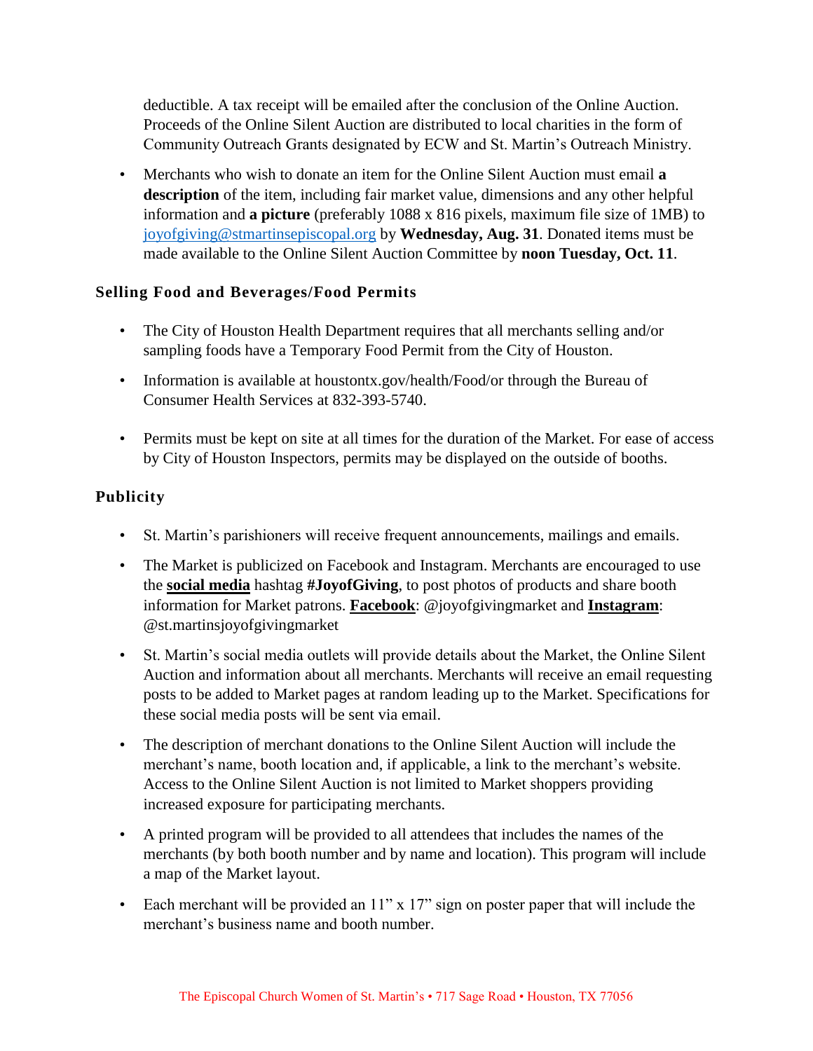deductible. A tax receipt will be emailed after the conclusion of the Online Auction. Proceeds of the Online Silent Auction are distributed to local charities in the form of Community Outreach Grants designated by ECW and St. Martin's Outreach Ministry.

- Merchants who wish to donate an item for the Online Silent Auction must email **a description** of the item, including fair market value, dimensions and any other helpful information and **a picture** (preferably 1088 x 816 pixels, maximum file size of 1MB) to joyofgiving@stmartinsepiscopal.org by **Wednesday, Aug. 31**. Donated items must be made available to the Online Silent Auction Committee by **noon Tuesday, Oct. 11**.

### Selling Food and Beverages/Food Permits

- The City of Houston Health Department requires that all merchants selling and/or sampling foods have a Temporary Food Permit from the City of Houston.
- Information is available at houstontx.gov/health/Food/or through the Bureau of Consumer Health Services at 832-393-5740.
- Permits must be kept on site at all times for the duration of the Market. For ease of access by City of Houston Inspectors, permits may be displayed on the outside of booths.

### Publicity

- St. Martin's parishioners will receive frequent announcements, mailings and emails.
- The Market is publicized on Facebook and Instagram. Merchants are encouraged to use the **social media** hashtag **#JoyofGiving**, to post photos of products and share booth information for Market patrons. **Facebook**: @joyofgivingmarket and **Instagram**: @st.martinsjoyofgivingmarket
- St. Martin's social media outlets will provide details about the Market, the Online Silent Auction and information about all merchants. Merchants will receive an email requesting posts to be added to Market pages at random leading up to the Market. Specifications for these social media posts will be sent via email.
- The description of merchant donations to the Online Silent Auction will include the merchant's name, booth location and, if applicable, a link to the merchant's website. Access to the Online Silent Auction is not limited to Market shoppers providing increased exposure for participating merchants.
- A printed program will be provided to all attendees that includes the names of the merchants (by both booth number and by name and location). This program will include a map of the Market layout.
- Each merchant will be provided an 11" x 17" sign on poster paper that will include the merchant's business name and booth number.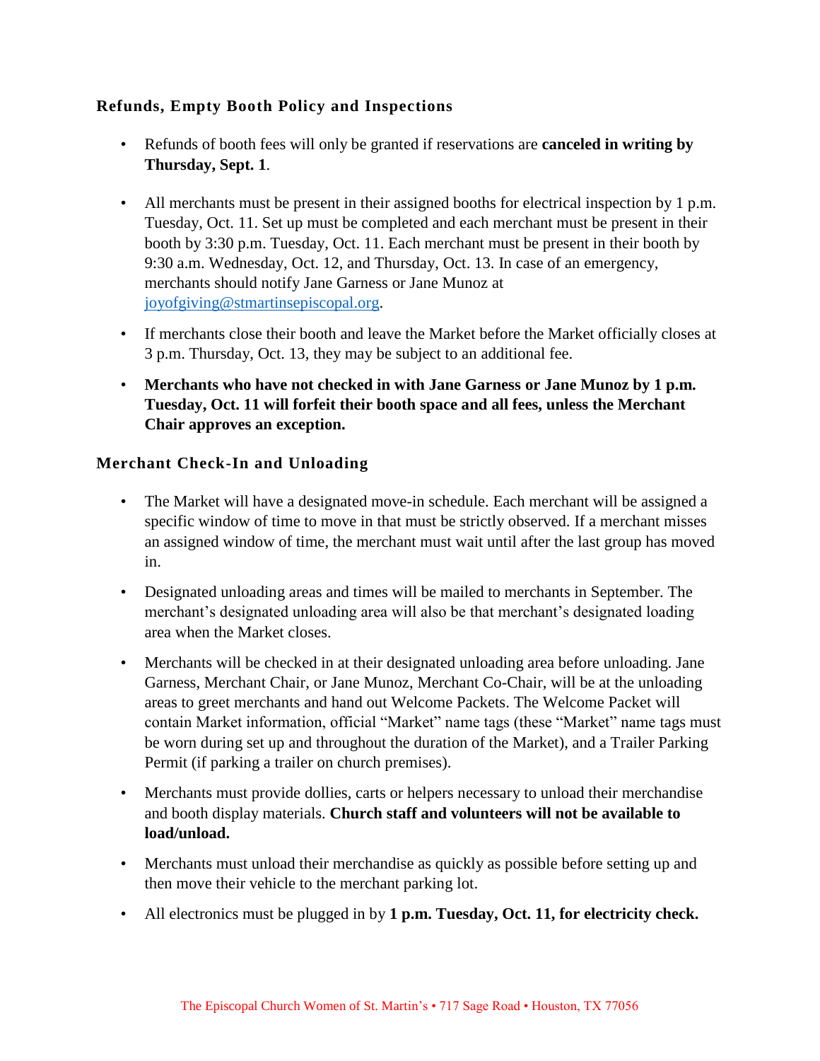## Refunds, Empty Booth Policy and Inspections

- Refunds of booth fees will only be granted if reservations are **canceled in writing by Thursday, Sept. 1**.
- All merchants must be present in their assigned booths for electrical inspection by 1 p.m. Tuesday, Oct. 11. Set up must be completed and each merchant must be present in their booth by 3:30 p.m. Tuesday, Oct. 11. Each merchant must be present in their booth by 9:30 a.m. Wednesday, Oct. 12, and Thursday, Oct. 13. In case of an emergency, merchants should notify Jane Garness or Jane Munoz at [joyofgiving@stmartinsepiscopal.org](mailto:joyofgiving@stmartinsepiscopal.org).
- If merchants close their booth and leave the Market before the Market officially closes at 3 p.m. Thursday, Oct. 13, they may be subject to an additional fee.
- **Merchants who have not checked in with Jane Garness or Jane Munoz by 1 p.m. Tuesday, Oct. 11 will forfeit their booth space and all fees, unless the Merchant Chair approves an exception.**

## Merchant Check-In and Unloading

- The Market will have a designated move-in schedule. Each merchant will be assigned a specific window of time to move in that must be strictly observed. If a merchant misses an assigned window of time, the merchant must wait until after the last group has moved in.
- Designated unloading areas and times will be mailed to merchants in September. The merchant's designated unloading area will also be that merchant's designated loading area when the Market closes.
- Merchants will be checked in at their designated unloading area before unloading. Jane Garness, Merchant Chair, or Jane Munoz, Merchant Co-Chair, will be at the unloading areas to greet merchants and hand out Welcome Packets. The Welcome Packet will contain Market information, official "Market" name tags (these "Market" name tags must be worn during set up and throughout the duration of the Market), and a Trailer Parking Permit (if parking a trailer on church premises).
- Merchants must provide dollies, carts or helpers necessary to unload their merchandise and booth display materials. **Church staff and volunteers will not be available to load/unload.**
- Merchants must unload their merchandise as quickly as possible before setting up and then move their vehicle to the merchant parking lot.
- All electronics must be plugged in by **1 p.m. Tuesday, Oct. 11, for electricity check.**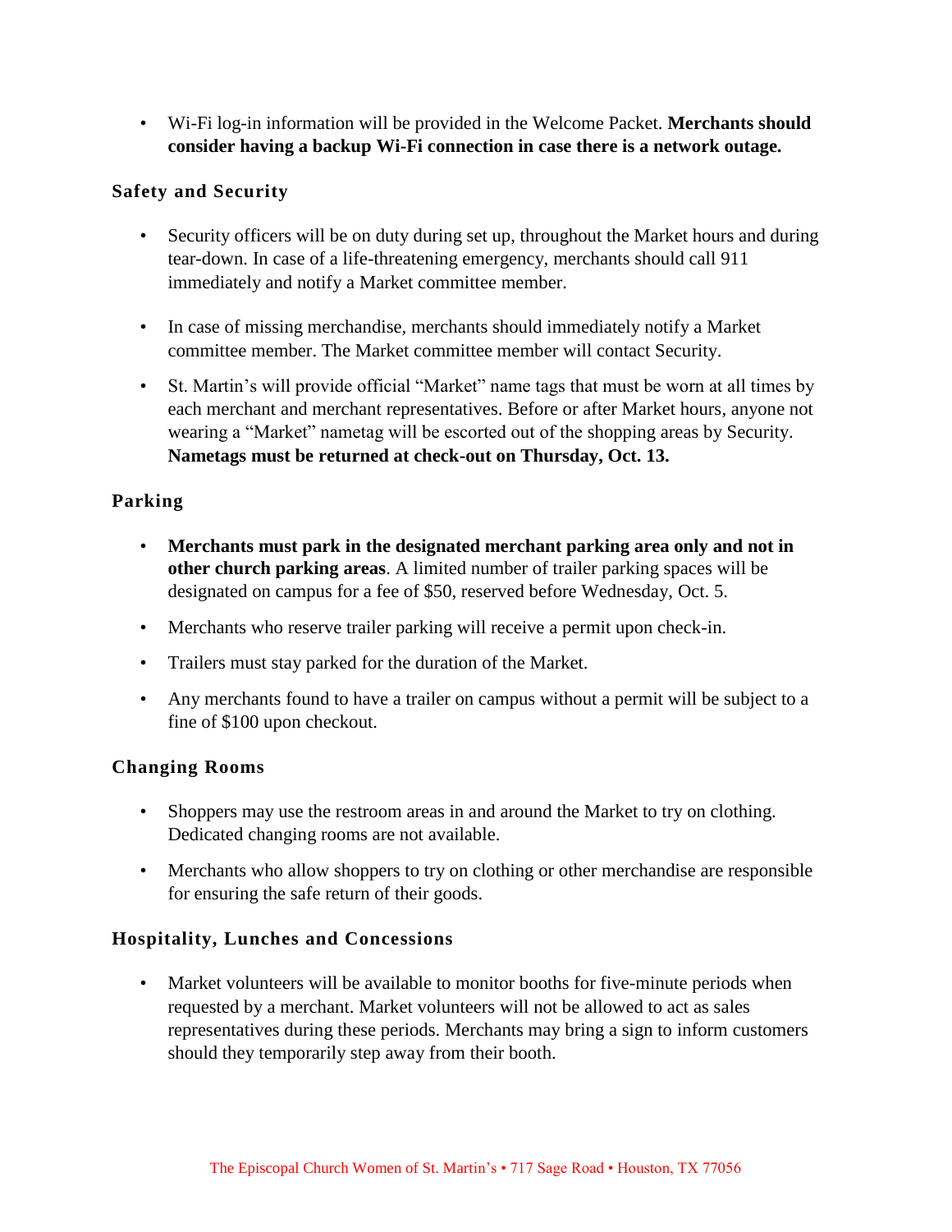- Wi-Fi log-in information will be provided in the Welcome Packet. **Merchants should consider having a backup Wi-Fi connection in case there is a network outage.**

## Safety and Security

- Security officers will be on duty during set up, throughout the Market hours and during tear-down. In case of a life-threatening emergency, merchants should call 911 immediately and notify a Market committee member.

- In case of missing merchandise, merchants should immediately notify a Market committee member. The Market committee member will contact Security.

- St. Martin's will provide official "Market" name tags that must be worn at all times by each merchant and merchant representatives. Before or after Market hours, anyone not wearing a "Market" nametag will be escorted out of the shopping areas by Security. **Nametags must be returned at check-out on Thursday, Oct. 13.**

## Parking

- **Merchants must park in the designated merchant parking area only and not in other church parking areas**. A limited number of trailer parking spaces will be designated on campus for a fee of $50, reserved before Wednesday, Oct. 5.
- Merchants who reserve trailer parking will receive a permit upon check-in.
- Trailers must stay parked for the duration of the Market.
- Any merchants found to have a trailer on campus without a permit will be subject to a fine of $100 upon checkout.

## Changing Rooms

- Shoppers may use the restroom areas in and around the Market to try on clothing. Dedicated changing rooms are not available.
- Merchants who allow shoppers to try on clothing or other merchandise are responsible for ensuring the safe return of their goods.

## Hospitality, Lunches and Concessions

- Market volunteers will be available to monitor booths for five-minute periods when requested by a merchant. Market volunteers will not be allowed to act as sales representatives during these periods. Merchants may bring a sign to inform customers should they temporarily step away from their booth.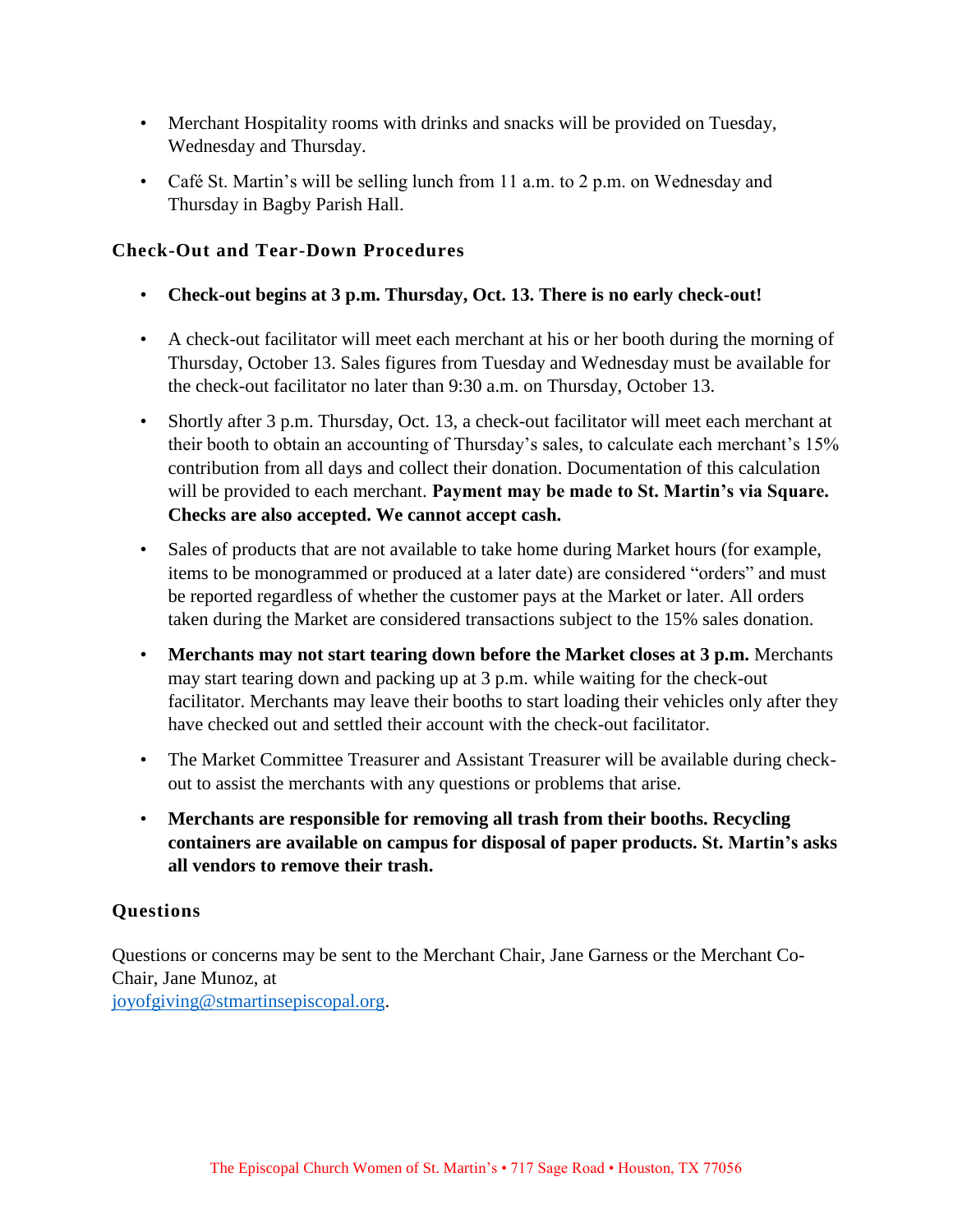- Merchant Hospitality rooms with drinks and snacks will be provided on Tuesday, Wednesday and Thursday.
- Café St. Martin's will be selling lunch from 11 a.m. to 2 p.m. on Wednesday and Thursday in Bagby Parish Hall.

### Check-Out and Tear-Down Procedures

- **Check-out begins at 3 p.m. Thursday, Oct. 13. There is no early check-out!**
- A check-out facilitator will meet each merchant at his or her booth during the morning of Thursday, October 13. Sales figures from Tuesday and Wednesday must be available for the check-out facilitator no later than 9:30 a.m. on Thursday, October 13.
- Shortly after 3 p.m. Thursday, Oct. 13, a check-out facilitator will meet each merchant at their booth to obtain an accounting of Thursday's sales, to calculate each merchant's 15% contribution from all days and collect their donation. Documentation of this calculation will be provided to each merchant. **Payment may be made to St. Martin's via Square. Checks are also accepted. We cannot accept cash.**
- Sales of products that are not available to take home during Market hours (for example, items to be monogrammed or produced at a later date) are considered "orders" and must be reported regardless of whether the customer pays at the Market or later. All orders taken during the Market are considered transactions subject to the 15% sales donation.
- **Merchants may not start tearing down before the Market closes at 3 p.m.** Merchants may start tearing down and packing up at 3 p.m. while waiting for the check-out facilitator. Merchants may leave their booths to start loading their vehicles only after they have checked out and settled their account with the check-out facilitator.
- The Market Committee Treasurer and Assistant Treasurer will be available during check-out to assist the merchants with any questions or problems that arise.
- **Merchants are responsible for removing all trash from their booths. Recycling containers are available on campus for disposal of paper products. St. Martin's asks all vendors to remove their trash.**

### Questions

Questions or concerns may be sent to the Merchant Chair, Jane Garness or the Merchant Co-Chair, Jane Munoz, at joyofgiving@stmartinsepiscopal.org.